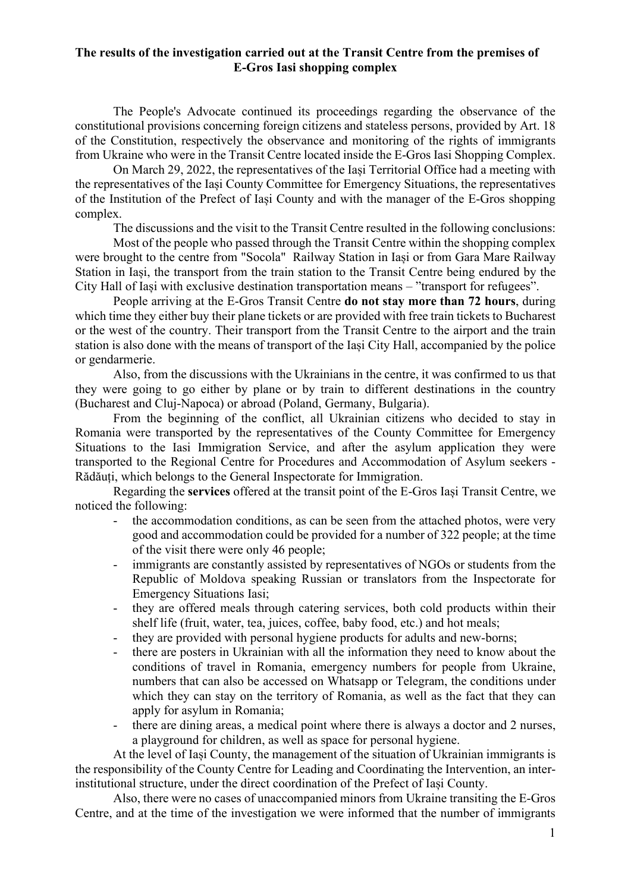# The results of the investigation carried out at the Transit Centre from the premises of E-Gros Iasi shopping complex

The People's Advocate continued its proceedings regarding the observance of the constitutional provisions concerning foreign citizens and stateless persons, provided by Art. 18 of the Constitution, respectively the observance and monitoring of the rights of immigrants from Ukraine who were in the Transit Centre located inside the E-Gros Iasi Shopping Complex.

On March 29, 2022, the representatives of the Iași Territorial Office had a meeting with the representatives of the Iași County Committee for Emergency Situations, the representatives of the Institution of the Prefect of Iași County and with the manager of the E-Gros shopping complex.

The discussions and the visit to the Transit Centre resulted in the following conclusions:

Most of the people who passed through the Transit Centre within the shopping complex were brought to the centre from "Socola" Railway Station in Iași or from Gara Mare Railway Station in Iași, the transport from the train station to the Transit Centre being endured by the City Hall of Iași with exclusive destination transportation means – "transport for refugees".

People arriving at the E-Gros Transit Centre **do not stay more than 72 hours**, during which time they either buy their plane tickets or are provided with free train tickets to Bucharest or the west of the country. Their transport from the Transit Centre to the airport and the train station is also done with the means of transport of the Iași City Hall, accompanied by the police or gendarmerie.

Also, from the discussions with the Ukrainians in the centre, it was confirmed to us that they were going to go either by plane or by train to different destinations in the country (Bucharest and Cluj-Napoca) or abroad (Poland, Germany, Bulgaria).

From the beginning of the conflict, all Ukrainian citizens who decided to stay in Romania were transported by the representatives of the County Committee for Emergency Situations to the Iasi Immigration Service, and after the asylum application they were transported to the Regional Centre for Procedures and Accommodation of Asylum seekers - Rădăuți, which belongs to the General Inspectorate for Immigration.

Regarding the **services** offered at the transit point of the E-Gros Iași Transit Centre, we noticed the following:

- the accommodation conditions, as can be seen from the attached photos, were very good and accommodation could be provided for a number of 322 people; at the time of the visit there were only 46 people;
- immigrants are constantly assisted by representatives of NGOs or students from the Republic of Moldova speaking Russian or translators from the Inspectorate for Emergency Situations Iasi;
- they are offered meals through catering services, both cold products within their shelf life (fruit, water, tea, juices, coffee, baby food, etc.) and hot meals;
- they are provided with personal hygiene products for adults and new-borns;
- there are posters in Ukrainian with all the information they need to know about the conditions of travel in Romania, emergency numbers for people from Ukraine, numbers that can also be accessed on Whatsapp or Telegram, the conditions under which they can stay on the territory of Romania, as well as the fact that they can apply for asylum in Romania;
- there are dining areas, a medical point where there is always a doctor and 2 nurses, a playground for children, as well as space for personal hygiene.

At the level of Iași County, the management of the situation of Ukrainian immigrants is the responsibility of the County Centre for Leading and Coordinating the Intervention, an inter-institutional structure, under the direct coordination of the Prefect of Iași County.

Also, there were no cases of unaccompanied minors from Ukraine transiting the E-Gros Centre, and at the time of the investigation we were informed that the number of immigrants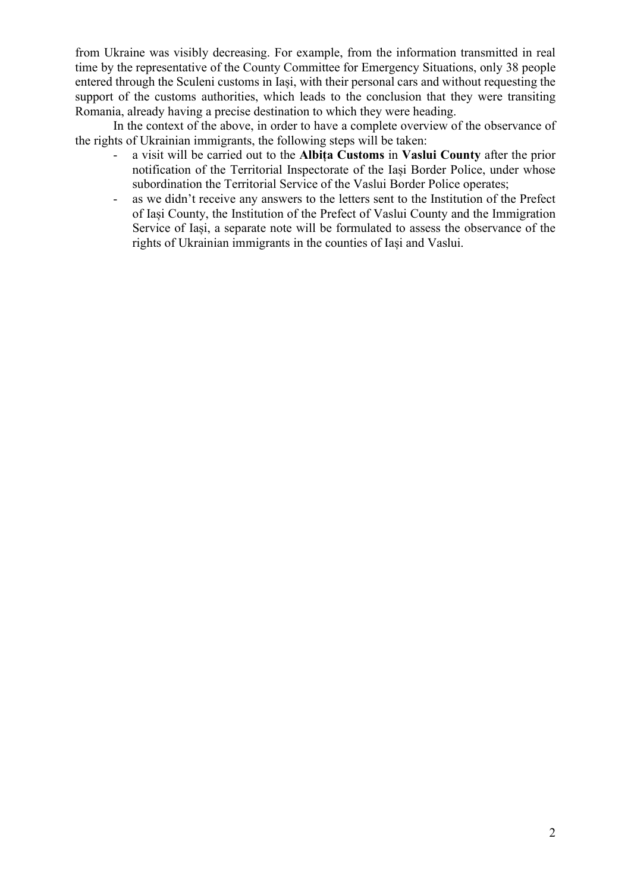from Ukraine was visibly decreasing. For example, from the information transmitted in real time by the representative of the County Committee for Emergency Situations, only 38 people entered through the Sculeni customs in Iași, with their personal cars and without requesting the support of the customs authorities, which leads to the conclusion that they were transiting Romania, already having a precise destination to which they were heading.

In the context of the above, in order to have a complete overview of the observance of the rights of Ukrainian immigrants, the following steps will be taken:

- a visit will be carried out to the **Albița Customs** in **Vaslui County** after the prior notification of the Territorial Inspectorate of the Iași Border Police, under whose subordination the Territorial Service of the Vaslui Border Police operates;
- as we didn't receive any answers to the letters sent to the Institution of the Prefect of Iași County, the Institution of the Prefect of Vaslui County and the Immigration Service of Iași, a separate note will be formulated to assess the observance of the rights of Ukrainian immigrants in the counties of Iași and Vaslui.